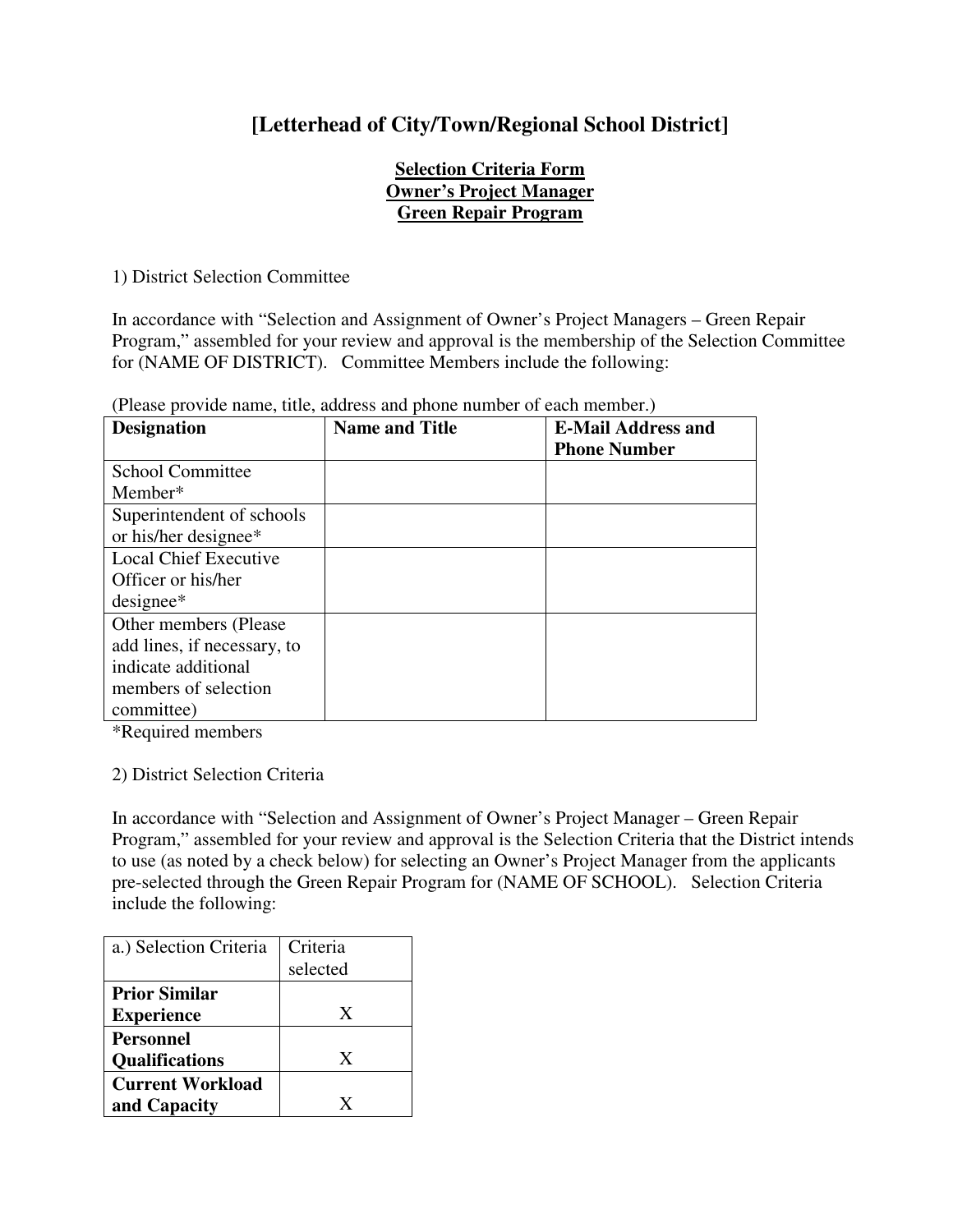# [Letterhead of City/Town/Regional School District]

**Selection Criteria Form**
**Owner's Project Manager**
**Green Repair Program**

1) District Selection Committee

In accordance with "Selection and Assignment of Owner's Project Managers – Green Repair Program," assembled for your review and approval is the membership of the Selection Committee for (NAME OF DISTRICT). Committee Members include the following:

(Please provide name, title, address and phone number of each member.)

| **Designation** | **Name and Title** | **E-Mail Address and Phone Number** |
|---|---|---|
| School Committee Member* | | |
| Superintendent of schools or his/her designee* | | |
| Local Chief Executive Officer or his/her designee* | | |
| Other members (Please add lines, if necessary, to indicate additional members of selection committee) | | |

*Required members

2) District Selection Criteria

In accordance with "Selection and Assignment of Owner's Project Manager – Green Repair Program," assembled for your review and approval is the Selection Criteria that the District intends to use (as noted by a check below) for selecting an Owner's Project Manager from the applicants pre-selected through the Green Repair Program for (NAME OF SCHOOL). Selection Criteria include the following:

| a.) Selection Criteria | Criteria selected |
|---|---|
| **Prior Similar Experience** | X |
| **Personnel Qualifications** | X |
| **Current Workload and Capacity** | X |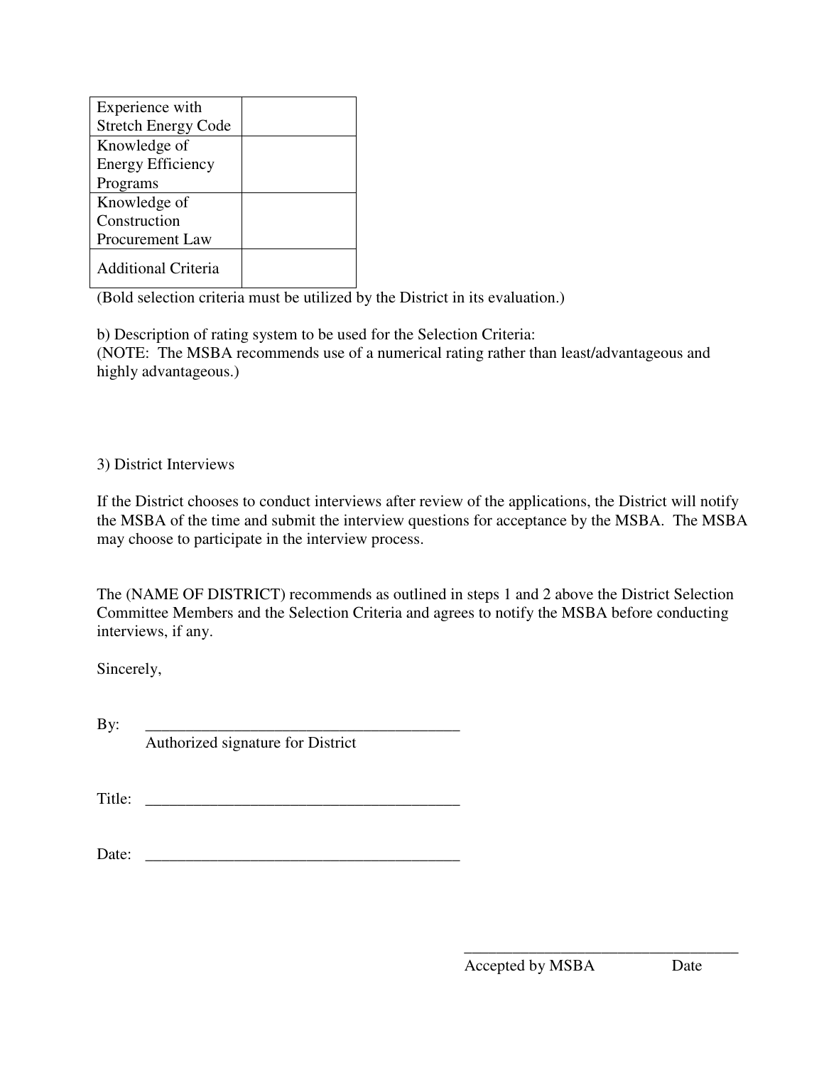| | |
|---|---|
| Experience with Stretch Energy Code | |
| Knowledge of Energy Efficiency Programs | |
| Knowledge of Construction Procurement Law | |
| Additional Criteria | |

(Bold selection criteria must be utilized by the District in its evaluation.)

b) Description of rating system to be used for the Selection Criteria:
(NOTE: The MSBA recommends use of a numerical rating rather than least/advantageous and highly advantageous.)

3) District Interviews

If the District chooses to conduct interviews after review of the applications, the District will notify the MSBA of the time and submit the interview questions for acceptance by the MSBA. The MSBA may choose to participate in the interview process.

The (NAME OF DISTRICT) recommends as outlined in steps 1 and 2 above the District Selection Committee Members and the Selection Criteria and agrees to notify the MSBA before conducting interviews, if any.

Sincerely,

By: ________________________________________
Authorized signature for District

Title: ________________________________________

Date: ________________________________________

___________________________________
Accepted by MSBA Date